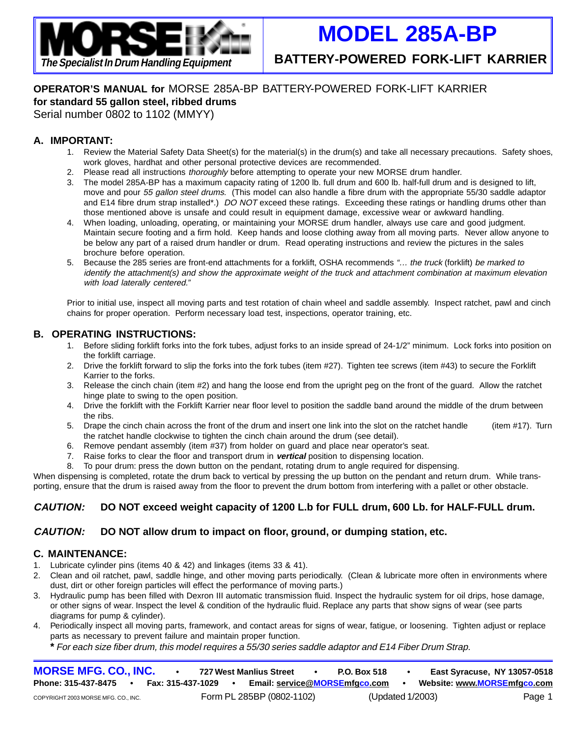# MORSE

*The Specialist In Drum Handling Equipment*

# MODEL 285A-BP

## BATTERY-POWERED FORK-LIFT KARRIER

**OPERATOR'S MANUAL for** MORSE 285A-BP BATTERY-POWERED FORK-LIFT KARRIER
**for standard 55 gallon steel, ribbed drums**
Serial number 0802 to 1102 (MMYY)

### A. IMPORTANT:

1. Review the Material Safety Data Sheet(s) for the material(s) in the drum(s) and take all necessary precautions. Safety shoes, work gloves, hardhat and other personal protective devices are recommended.
2. Please read all instructions *thoroughly* before attempting to operate your new MORSE drum handler.
3. The model 285A-BP has a maximum capacity rating of 1200 lb. full drum and 600 lb. half-full drum and is designed to lift, move and pour *55 gallon steel drums*. (This model can also handle a fibre drum with the appropriate 55/30 saddle adaptor and E14 fibre drum strap installed*.) *DO NOT* exceed these ratings. Exceeding these ratings or handling drums other than those mentioned above is unsafe and could result in equipment damage, excessive wear or awkward handling.
4. When loading, unloading, operating, or maintaining your MORSE drum handler, always use care and good judgment. Maintain secure footing and a firm hold. Keep hands and loose clothing away from all moving parts. Never allow anyone to be below any part of a raised drum handler or drum. Read operating instructions and review the pictures in the sales brochure before operation.
5. Because the 285 series are front-end attachments for a forklift, OSHA recommends *"... the truck* (forklift) *be marked to identify the attachment(s) and show the approximate weight of the truck and attachment combination at maximum elevation with load laterally centered."*

Prior to initial use, inspect all moving parts and test rotation of chain wheel and saddle assembly. Inspect ratchet, pawl and cinch chains for proper operation. Perform necessary load test, inspections, operator training, etc.

### B. OPERATING INSTRUCTIONS:

1. Before sliding forklift forks into the fork tubes, adjust forks to an inside spread of 24-1/2" minimum. Lock forks into position on the forklift carriage.
2. Drive the forklift forward to slip the forks into the fork tubes (item #27). Tighten tee screws (item #43) to secure the Forklift Karrier to the forks.
3. Release the cinch chain (item #2) and hang the loose end from the upright peg on the front of the guard. Allow the ratchet hinge plate to swing to the open position.
4. Drive the forklift with the Forklift Karrier near floor level to position the saddle band around the middle of the drum between the ribs.
5. Drape the cinch chain across the front of the drum and insert one link into the slot on the ratchet handle (item #17). Turn the ratchet handle clockwise to tighten the cinch chain around the drum (see detail).
6. Remove pendant assembly (item #37) from holder on guard and place near operator's seat.
7. Raise forks to clear the floor and transport drum in ***vertical*** position to dispensing location.
8. To pour drum: press the down button on the pendant, rotating drum to angle required for dispensing.

When dispensing is completed, rotate the drum back to vertical by pressing the up button on the pendant and return drum. While transporting, ensure that the drum is raised away from the floor to prevent the drum bottom from interfering with a pallet or other obstacle.

***CAUTION:*** **DO NOT exceed weight capacity of 1200 L.b for FULL drum, 600 Lb. for HALF-FULL drum.**

***CAUTION:*** **DO NOT allow drum to impact on floor, ground, or dumping station, etc.**

### C. MAINTENANCE:

1. Lubricate cylinder pins (items 40 & 42) and linkages (items 33 & 41).
2. Clean and oil ratchet, pawl, saddle hinge, and other moving parts periodically. (Clean & lubricate more often in environments where dust, dirt or other foreign particles will effect the performance of moving parts.)
3. Hydraulic pump has been filled with Dexron III automatic transmission fluid. Inspect the hydraulic system for oil drips, hose damage, or other signs of wear. Inspect the level & condition of the hydraulic fluid. Replace any parts that show signs of wear (see parts diagrams for pump & cylinder).
4. Periodically inspect all moving parts, framework, and contact areas for signs of wear, fatigue, or loosening. Tighten adjust or replace parts as necessary to prevent failure and maintain proper function.

**\*** *For each size fiber drum, this model requires a 55/30 series saddle adaptor and E14 Fiber Drum Strap.*

**MORSE MFG. CO., INC.** • **727 West Manlius Street** • **P.O. Box 518** • **East Syracuse, NY 13057-0518**
**Phone: 315-437-8475** • **Fax: 315-437-1029** • **Email: service@MORSEmfgco.com** • **Website: www.MORSEmfgco.com**

COPYRIGHT 2003 MORSE MFG. CO., INC. Form PL 285BP (0802-1102) (Updated 1/2003)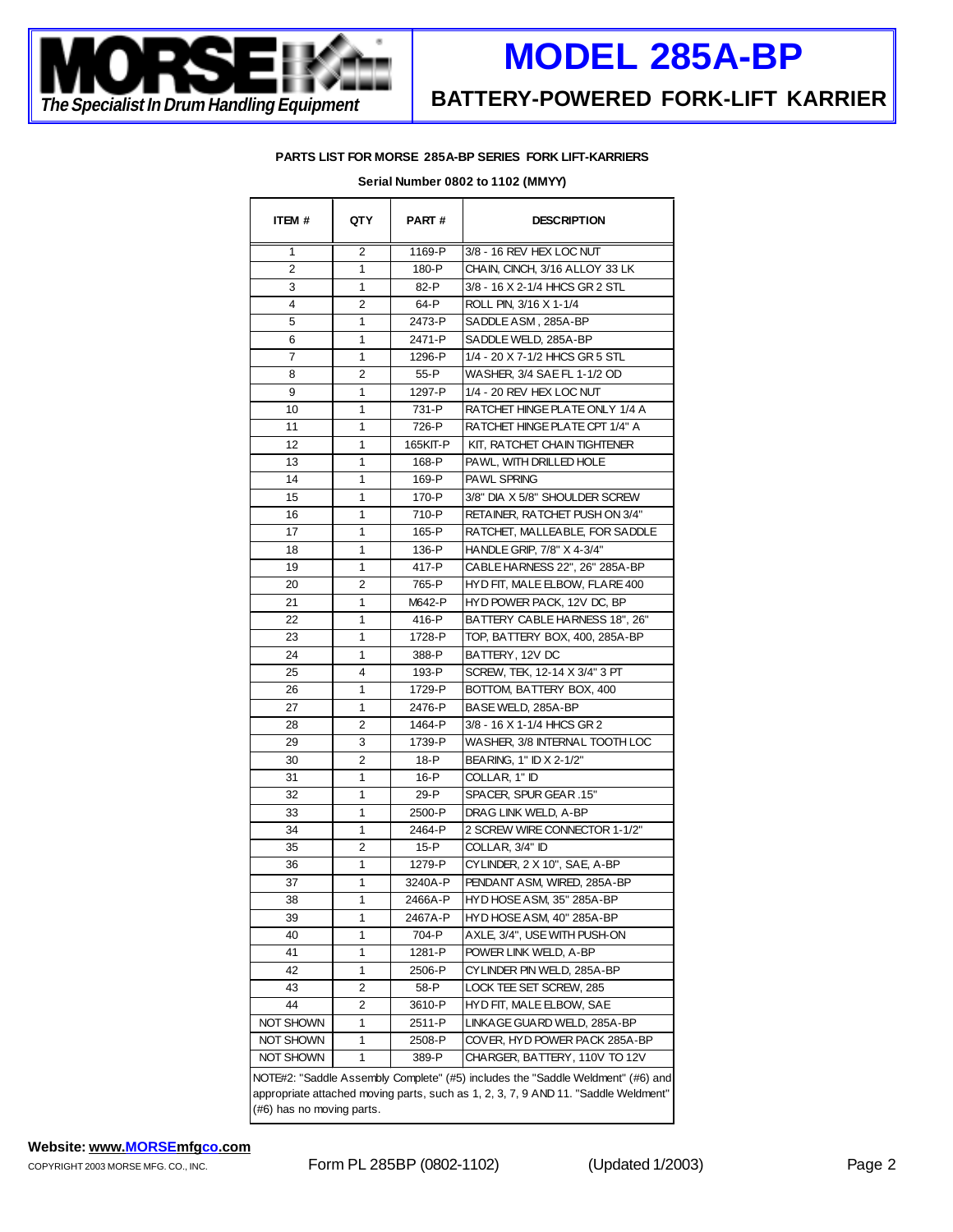**MORSE** *The Specialist In Drum Handling Equipment*

# MODEL 285A-BP

## BATTERY-POWERED FORK-LIFT KARRIER

**PARTS LIST FOR MORSE 285A-BP SERIES FORK LIFT-KARRIERS**

**Serial Number 0802 to 1102 (MMYY)**

| ITEM # | QTY | PART # | DESCRIPTION |
|---|---|---|---|
| 1 | 2 | 1169-P | 3/8 - 16 REV HEX LOC NUT |
| 2 | 1 | 180-P | CHAIN, CINCH, 3/16 ALLOY 33 LK |
| 3 | 1 | 82-P | 3/8 - 16 X 2-1/4 HHCS GR 2 STL |
| 4 | 2 | 64-P | ROLL PIN, 3/16 X 1-1/4 |
| 5 | 1 | 2473-P | SADDLE ASM , 285A-BP |
| 6 | 1 | 2471-P | SADDLE WELD, 285A-BP |
| 7 | 1 | 1296-P | 1/4 - 20 X 7-1/2 HHCS GR 5 STL |
| 8 | 2 | 55-P | WASHER, 3/4 SAE FL 1-1/2 OD |
| 9 | 1 | 1297-P | 1/4 - 20 REV HEX LOC NUT |
| 10 | 1 | 731-P | RATCHET HINGE PLATE ONLY 1/4 A |
| 11 | 1 | 726-P | RATCHET HINGE PLATE CPT 1/4" A |
| 12 | 1 | 165KIT-P | KIT, RATCHET CHAIN TIGHTENER |
| 13 | 1 | 168-P | PAWL, WITH DRILLED HOLE |
| 14 | 1 | 169-P | PAWL SPRING |
| 15 | 1 | 170-P | 3/8" DIA X 5/8" SHOULDER SCREW |
| 16 | 1 | 710-P | RETAINER, RATCHET PUSH ON 3/4" |
| 17 | 1 | 165-P | RATCHET, MALLEABLE, FOR SADDLE |
| 18 | 1 | 136-P | HANDLE GRIP, 7/8" X 4-3/4" |
| 19 | 1 | 417-P | CABLE HARNESS 22", 26" 285A-BP |
| 20 | 2 | 765-P | HYD FIT, MALE ELBOW, FLARE 400 |
| 21 | 1 | M642-P | HYD POWER PACK, 12V DC, BP |
| 22 | 1 | 416-P | BATTERY CABLE HARNESS 18", 26" |
| 23 | 1 | 1728-P | TOP, BATTERY BOX, 400, 285A-BP |
| 24 | 1 | 388-P | BATTERY, 12V DC |
| 25 | 4 | 193-P | SCREW, TEK, 12-14 X 3/4" 3 PT |
| 26 | 1 | 1729-P | BOTTOM, BATTERY BOX, 400 |
| 27 | 1 | 2476-P | BASE WELD, 285A-BP |
| 28 | 2 | 1464-P | 3/8 - 16 X 1-1/4 HHCS GR 2 |
| 29 | 3 | 1739-P | WASHER, 3/8 INTERNAL TOOTH LOC |
| 30 | 2 | 18-P | BEARING, 1" ID X 2-1/2" |
| 31 | 1 | 16-P | COLLAR, 1" ID |
| 32 | 1 | 29-P | SPACER, SPUR GEAR .15" |
| 33 | 1 | 2500-P | DRAG LINK WELD, A-BP |
| 34 | 1 | 2464-P | 2 SCREW WIRE CONNECTOR 1-1/2" |
| 35 | 2 | 15-P | COLLAR, 3/4" ID |
| 36 | 1 | 1279-P | CYLINDER, 2 X 10", SAE, A-BP |
| 37 | 1 | 3240A-P | PENDANT ASM, WIRED, 285A-BP |
| 38 | 1 | 2466A-P | HYD HOSE ASM, 35" 285A-BP |
| 39 | 1 | 2467A-P | HYD HOSE ASM, 40" 285A-BP |
| 40 | 1 | 704-P | AXLE, 3/4", USE WITH PUSH-ON |
| 41 | 1 | 1281-P | POWER LINK WELD, A-BP |
| 42 | 1 | 2506-P | CYLINDER PIN WELD, 285A-BP |
| 43 | 2 | 58-P | LOCK TEE SET SCREW, 285 |
| 44 | 2 | 3610-P | HYD FIT, MALE ELBOW, SAE |
| NOT SHOWN | 1 | 2511-P | LINKAGE GUARD WELD, 285A-BP |
| NOT SHOWN | 1 | 2508-P | COVER, HYD POWER PACK 285A-BP |
| NOT SHOWN | 1 | 389-P | CHARGER, BATTERY, 110V TO 12V |

NOTE#2: "Saddle Assembly Complete" (#5) includes the "Saddle Weldment" (#6) and appropriate attached moving parts, such as 1, 2, 3, 7, 9 AND 11. "Saddle Weldment" (#6) has no moving parts.

**Website: www.MORSEmfgco.com**

COPYRIGHT 2003 MORSE MFG. CO., INC. Form PL 285BP (0802-1102) (Updated 1/2003)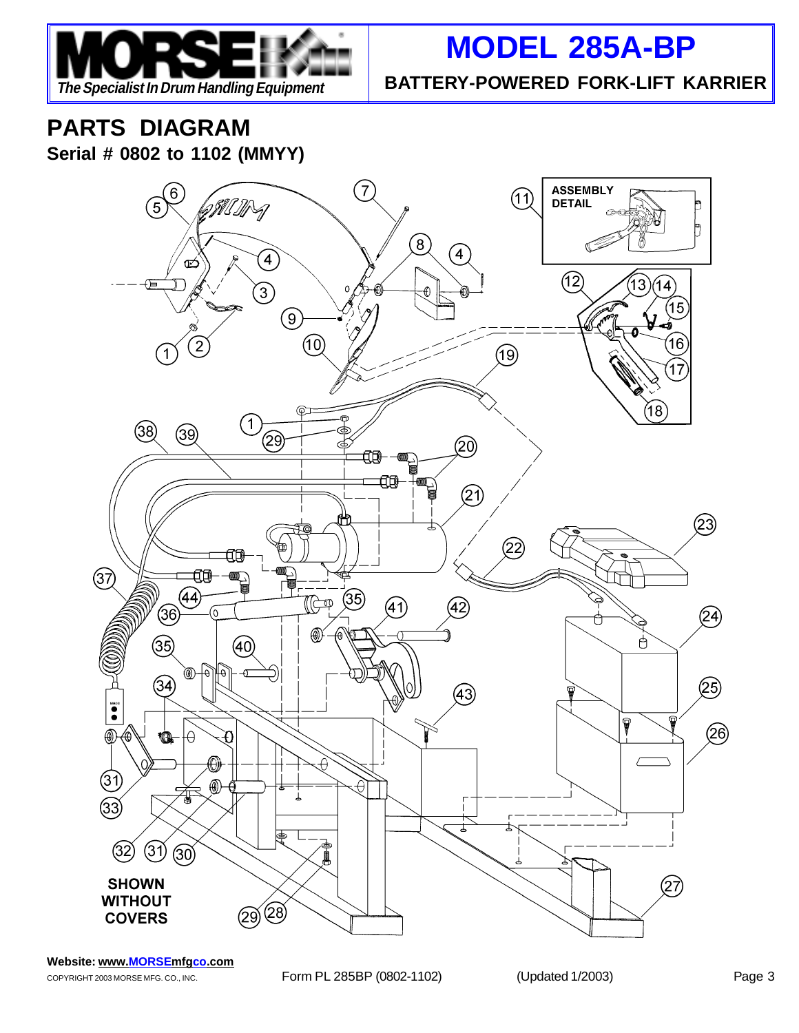# MODEL 285A-BP

**BATTERY-POWERED FORK-LIFT KARRIER**

The Specialist In Drum Handling Equipment

## PARTS DIAGRAM

**Serial # 0802 to 1102 (MMYY)**

ASSEMBLY DETAIL

SHOWN WITHOUT COVERS

1 2 3 4 5 6 7 8 9 10 11 12 13 14 15 16 17 18 19 20 21 22 23 24 25 26 27 28 29 30 31 32 33 34 35 36 37 38 39 40 41 42 43 44

**Website: www.MORSEmfgco.com**

COPYRIGHT 2003 MORSE MFG. CO., INC. Form PL 285BP (0802-1102) (Updated 1/2003)